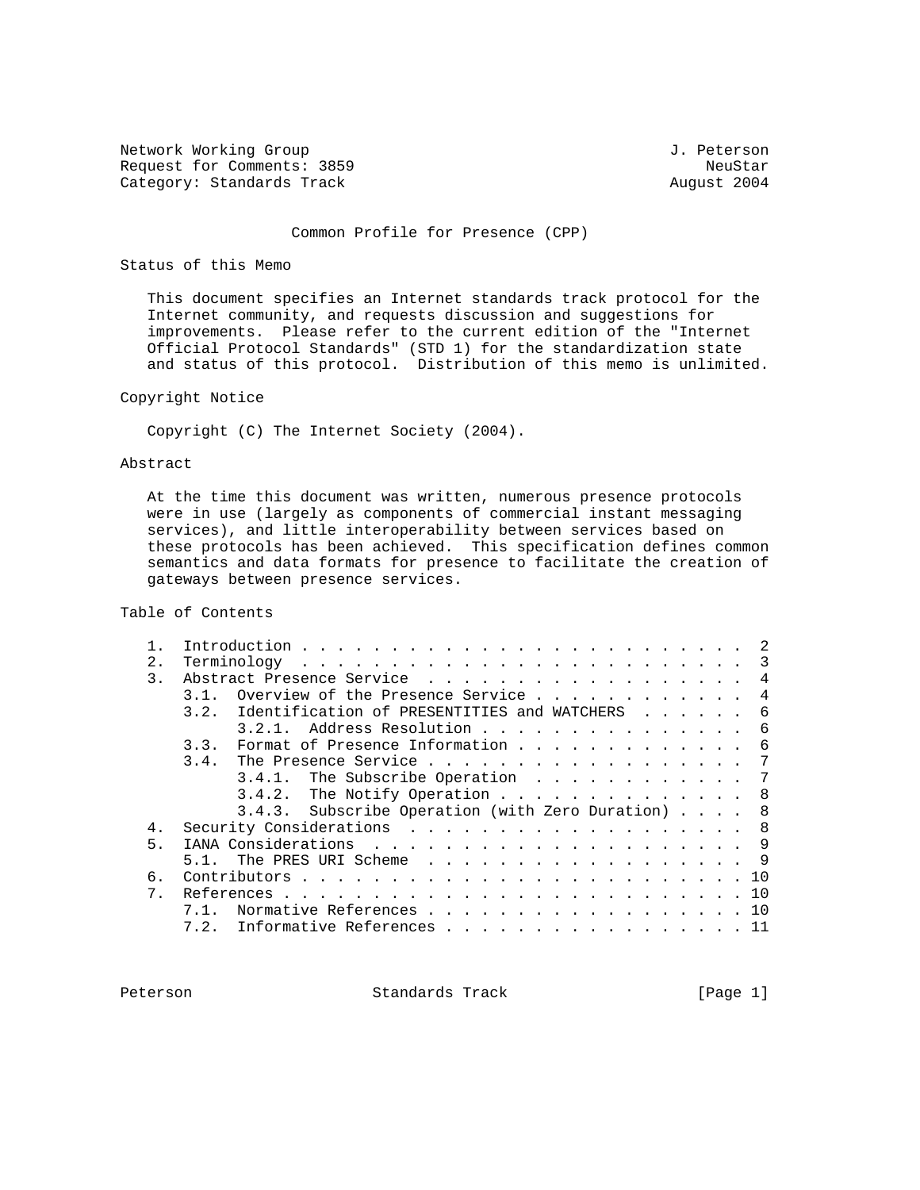Network Working Group J. Peterson
Request for Comments: 3859 NeuStar
Category: Standards Track August 2004

# Common Profile for Presence (CPP)

## Status of this Memo

This document specifies an Internet standards track protocol for the Internet community, and requests discussion and suggestions for improvements. Please refer to the current edition of the "Internet Official Protocol Standards" (STD 1) for the standardization state and status of this protocol. Distribution of this memo is unlimited.

## Copyright Notice

Copyright (C) The Internet Society (2004).

## Abstract

At the time this document was written, numerous presence protocols were in use (largely as components of commercial instant messaging services), and little interoperability between services based on these protocols has been achieved. This specification defines common semantics and data formats for presence to facilitate the creation of gateways between presence services.

## Table of Contents

```
   1.  Introduction . . . . . . . . . . . . . . . . . . . . . . . .  2
   2.  Terminology  . . . . . . . . . . . . . . . . . . . . . . . .  3
   3.  Abstract Presence Service  . . . . . . . . . . . . . . . . .  4
       3.1.  Overview of the Presence Service . . . . . . . . . . .  4
       3.2.  Identification of PRESENTITIES and WATCHERS  . . . . .  6
             3.2.1.  Address Resolution . . . . . . . . . . . . . .  6
       3.3.  Format of Presence Information . . . . . . . . . . . .  6
       3.4.  The Presence Service . . . . . . . . . . . . . . . . .  7
             3.4.1.  The Subscribe Operation  . . . . . . . . . . .  7
             3.4.2.  The Notify Operation . . . . . . . . . . . . .  8
             3.4.3.  Subscribe Operation (with Zero Duration) . . .  8
   4.  Security Considerations  . . . . . . . . . . . . . . . . . .  8
   5.  IANA Considerations  . . . . . . . . . . . . . . . . . . . .  9
       5.1.  The PRES URI Scheme  . . . . . . . . . . . . . . . . .  9
   6.  Contributors . . . . . . . . . . . . . . . . . . . . . . . . 10
   7.  References . . . . . . . . . . . . . . . . . . . . . . . . . 10
       7.1.  Normative References . . . . . . . . . . . . . . . . . 10
       7.2.  Informative References . . . . . . . . . . . . . . . . 11
```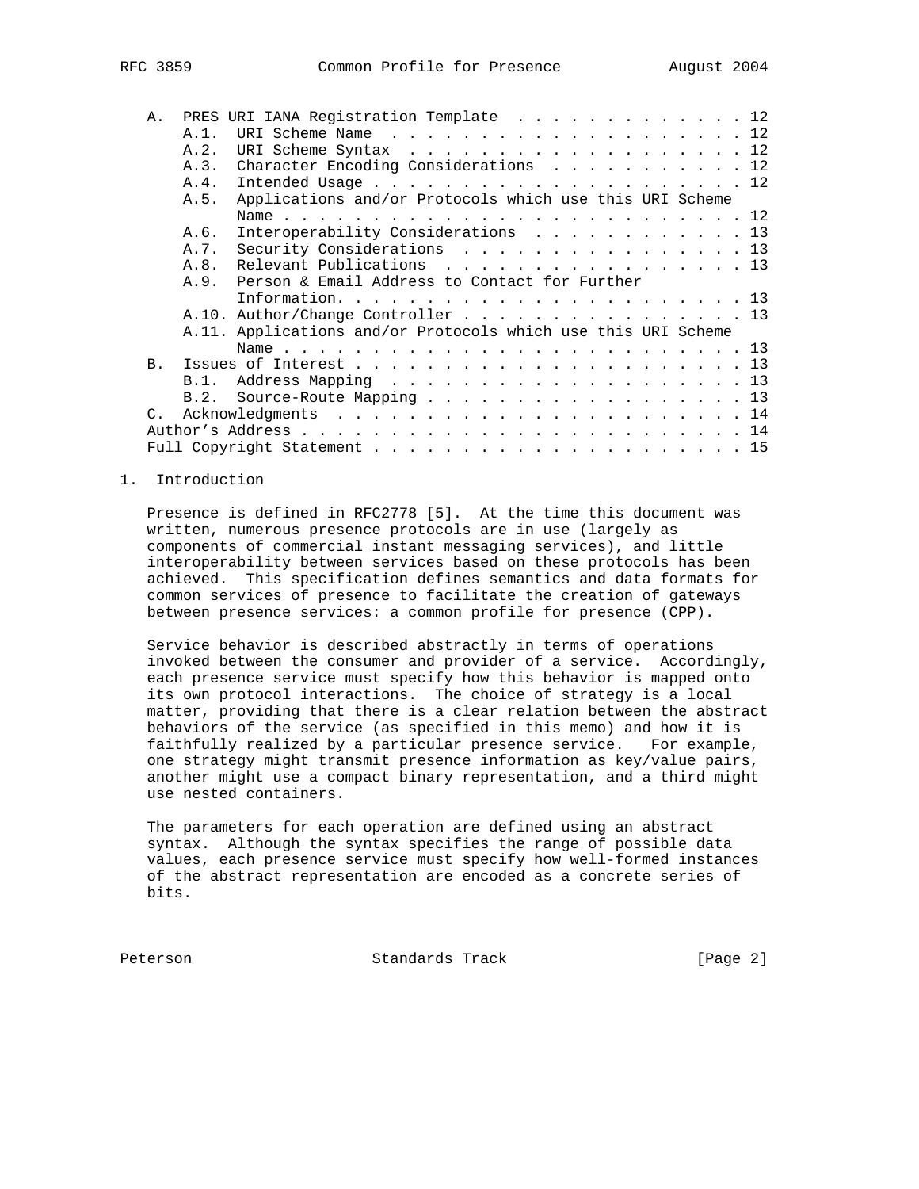A. PRES URI IANA Registration Template . . . . . . . . . . . . . . 12
   A.1. URI Scheme Name . . . . . . . . . . . . . . . . . . . . . 12
   A.2. URI Scheme Syntax . . . . . . . . . . . . . . . . . . . . 12
   A.3. Character Encoding Considerations . . . . . . . . . . . . 12
   A.4. Intended Usage . . . . . . . . . . . . . . . . . . . . . . 12
   A.5. Applications and/or Protocols which use this URI Scheme Name . . . . . . . . . . . . . . . . . . . . . . . . . . . 12
   A.6. Interoperability Considerations . . . . . . . . . . . . . 13
   A.7. Security Considerations . . . . . . . . . . . . . . . . . 13
   A.8. Relevant Publications . . . . . . . . . . . . . . . . . . 13
   A.9. Person & Email Address to Contact for Further Information. . . . . . . . . . . . . . . . . . . . . . . . 13
   A.10. Author/Change Controller . . . . . . . . . . . . . . . . 13
   A.11. Applications and/or Protocols which use this URI Scheme Name . . . . . . . . . . . . . . . . . . . . . . . . . . . 13
B. Issues of Interest . . . . . . . . . . . . . . . . . . . . . . 13
   B.1. Address Mapping . . . . . . . . . . . . . . . . . . . . . 13
   B.2. Source-Route Mapping . . . . . . . . . . . . . . . . . . . 13
C. Acknowledgments . . . . . . . . . . . . . . . . . . . . . . . . 14
Author's Address . . . . . . . . . . . . . . . . . . . . . . . . . 14
Full Copyright Statement . . . . . . . . . . . . . . . . . . . . . 15

## 1. Introduction

Presence is defined in RFC2778 [5]. At the time this document was written, numerous presence protocols are in use (largely as components of commercial instant messaging services), and little interoperability between services based on these protocols has been achieved. This specification defines semantics and data formats for common services of presence to facilitate the creation of gateways between presence services: a common profile for presence (CPP).

Service behavior is described abstractly in terms of operations invoked between the consumer and provider of a service. Accordingly, each presence service must specify how this behavior is mapped onto its own protocol interactions. The choice of strategy is a local matter, providing that there is a clear relation between the abstract behaviors of the service (as specified in this memo) and how it is faithfully realized by a particular presence service. For example, one strategy might transmit presence information as key/value pairs, another might use a compact binary representation, and a third might use nested containers.

The parameters for each operation are defined using an abstract syntax. Although the syntax specifies the range of possible data values, each presence service must specify how well-formed instances of the abstract representation are encoded as a concrete series of bits.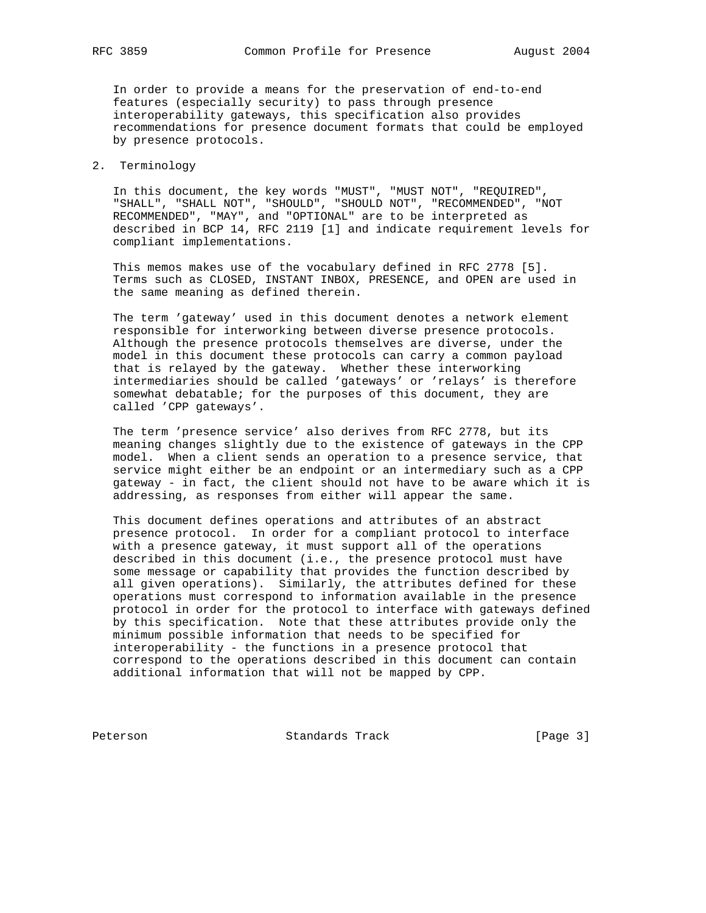In order to provide a means for the preservation of end-to-end features (especially security) to pass through presence interoperability gateways, this specification also provides recommendations for presence document formats that could be employed by presence protocols.

## 2. Terminology

In this document, the key words "MUST", "MUST NOT", "REQUIRED", "SHALL", "SHALL NOT", "SHOULD", "SHOULD NOT", "RECOMMENDED", "NOT RECOMMENDED", "MAY", and "OPTIONAL" are to be interpreted as described in BCP 14, RFC 2119 [1] and indicate requirement levels for compliant implementations.

This memos makes use of the vocabulary defined in RFC 2778 [5]. Terms such as CLOSED, INSTANT INBOX, PRESENCE, and OPEN are used in the same meaning as defined therein.

The term 'gateway' used in this document denotes a network element responsible for interworking between diverse presence protocols. Although the presence protocols themselves are diverse, under the model in this document these protocols can carry a common payload that is relayed by the gateway. Whether these interworking intermediaries should be called 'gateways' or 'relays' is therefore somewhat debatable; for the purposes of this document, they are called 'CPP gateways'.

The term 'presence service' also derives from RFC 2778, but its meaning changes slightly due to the existence of gateways in the CPP model. When a client sends an operation to a presence service, that service might either be an endpoint or an intermediary such as a CPP gateway - in fact, the client should not have to be aware which it is addressing, as responses from either will appear the same.

This document defines operations and attributes of an abstract presence protocol. In order for a compliant protocol to interface with a presence gateway, it must support all of the operations described in this document (i.e., the presence protocol must have some message or capability that provides the function described by all given operations). Similarly, the attributes defined for these operations must correspond to information available in the presence protocol in order for the protocol to interface with gateways defined by this specification. Note that these attributes provide only the minimum possible information that needs to be specified for interoperability - the functions in a presence protocol that correspond to the operations described in this document can contain additional information that will not be mapped by CPP.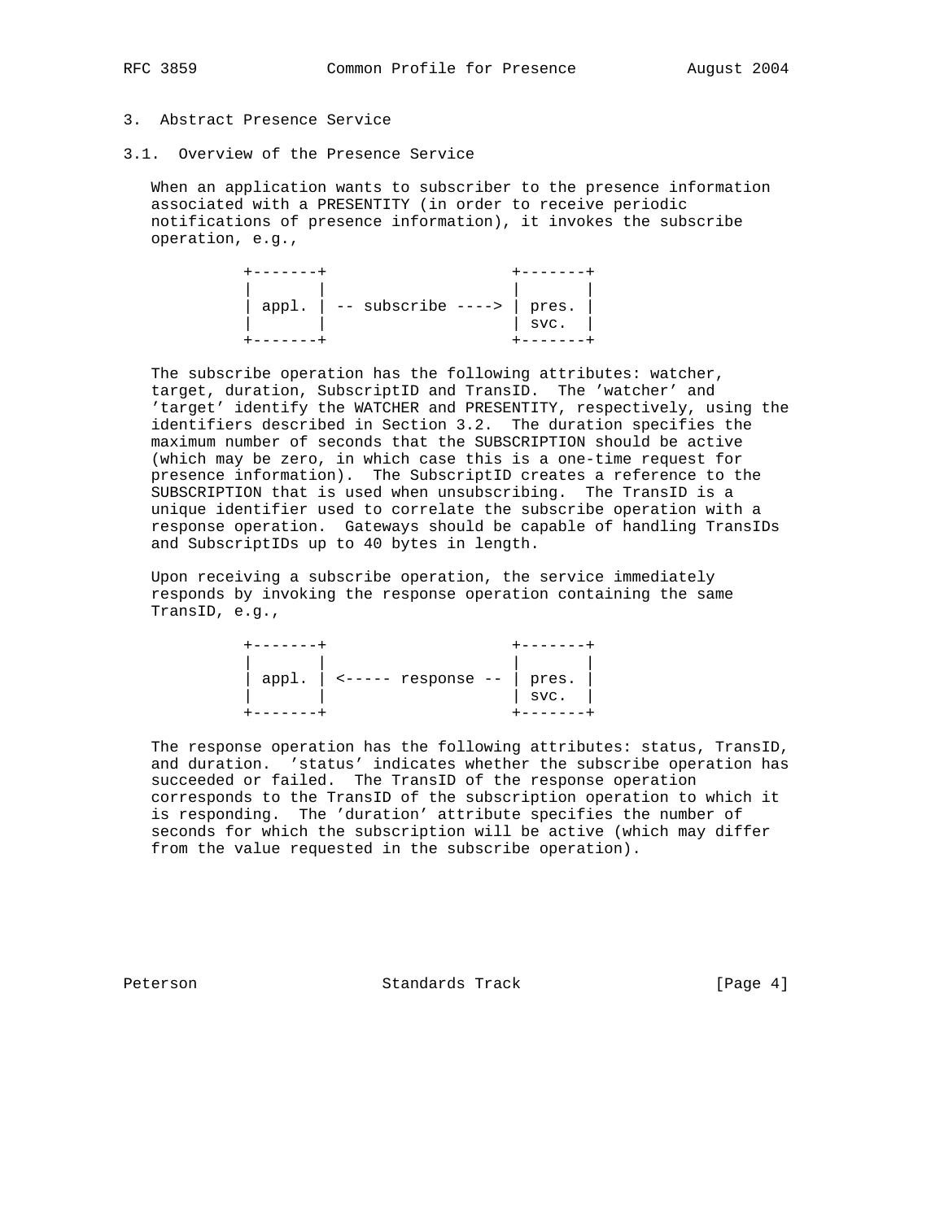## 3. Abstract Presence Service

### 3.1. Overview of the Presence Service

When an application wants to subscriber to the presence information associated with a PRESENTITY (in order to receive periodic notifications of presence information), it invokes the subscribe operation, e.g.,

```
+-------+                    +-------+
|       |                    |       |
| appl. | -- subscribe ----> | pres. |
|       |                    | svc.  |
+-------+                    +-------+
```

The subscribe operation has the following attributes: watcher, target, duration, SubscriptID and TransID. The 'watcher' and 'target' identify the WATCHER and PRESENTITY, respectively, using the identifiers described in Section 3.2. The duration specifies the maximum number of seconds that the SUBSCRIPTION should be active (which may be zero, in which case this is a one-time request for presence information). The SubscriptID creates a reference to the SUBSCRIPTION that is used when unsubscribing. The TransID is a unique identifier used to correlate the subscribe operation with a response operation. Gateways should be capable of handling TransIDs and SubscriptIDs up to 40 bytes in length.

Upon receiving a subscribe operation, the service immediately responds by invoking the response operation containing the same TransID, e.g.,

```
+-------+                    +-------+
|       |                    |       |
| appl. | <----- response -- | pres. |
|       |                    | svc.  |
+-------+                    +-------+
```

The response operation has the following attributes: status, TransID, and duration. 'status' indicates whether the subscribe operation has succeeded or failed. The TransID of the response operation corresponds to the TransID of the subscription operation to which it is responding. The 'duration' attribute specifies the number of seconds for which the subscription will be active (which may differ from the value requested in the subscribe operation).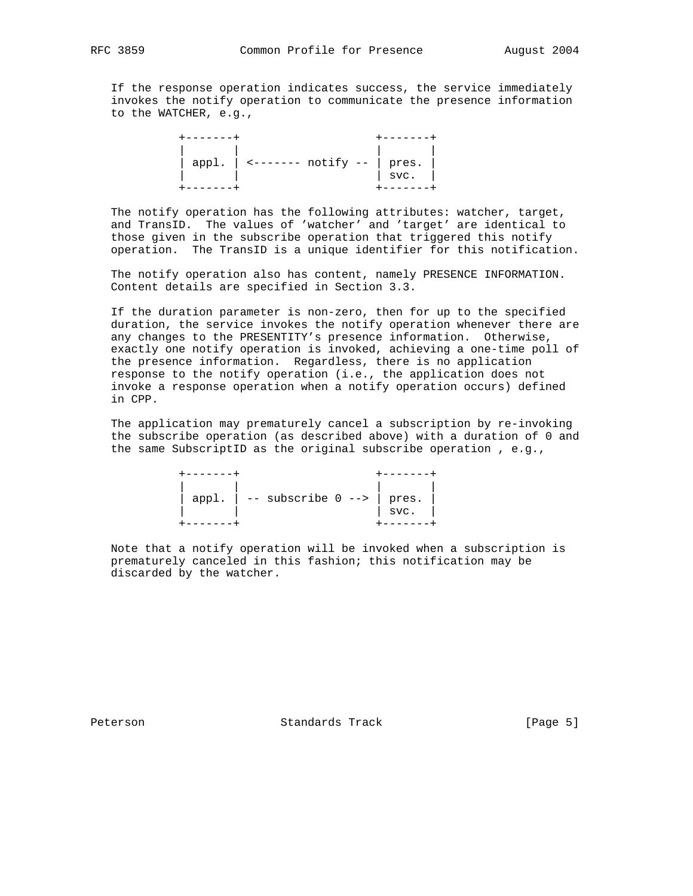If the response operation indicates success, the service immediately invokes the notify operation to communicate the presence information to the WATCHER, e.g.,

```
          +-------+                    +-------+
          |       |                    |       |
          | appl. | <------- notify -- | pres. |
          |       |                    | svc.  |
          +-------+                    +-------+
```

The notify operation has the following attributes: watcher, target, and TransID. The values of 'watcher' and 'target' are identical to those given in the subscribe operation that triggered this notify operation. The TransID is a unique identifier for this notification.

The notify operation also has content, namely PRESENCE INFORMATION. Content details are specified in Section 3.3.

If the duration parameter is non-zero, then for up to the specified duration, the service invokes the notify operation whenever there are any changes to the PRESENTITY's presence information. Otherwise, exactly one notify operation is invoked, achieving a one-time poll of the presence information. Regardless, there is no application response to the notify operation (i.e., the application does not invoke a response operation when a notify operation occurs) defined in CPP.

The application may prematurely cancel a subscription by re-invoking the subscribe operation (as described above) with a duration of 0 and the same SubscriptID as the original subscribe operation , e.g.,

```
          +-------+                    +-------+
          |       |                    |       |
          | appl. | -- subscribe 0 --> | pres. |
          |       |                    | svc.  |
          +-------+                    +-------+
```

Note that a notify operation will be invoked when a subscription is prematurely canceled in this fashion; this notification may be discarded by the watcher.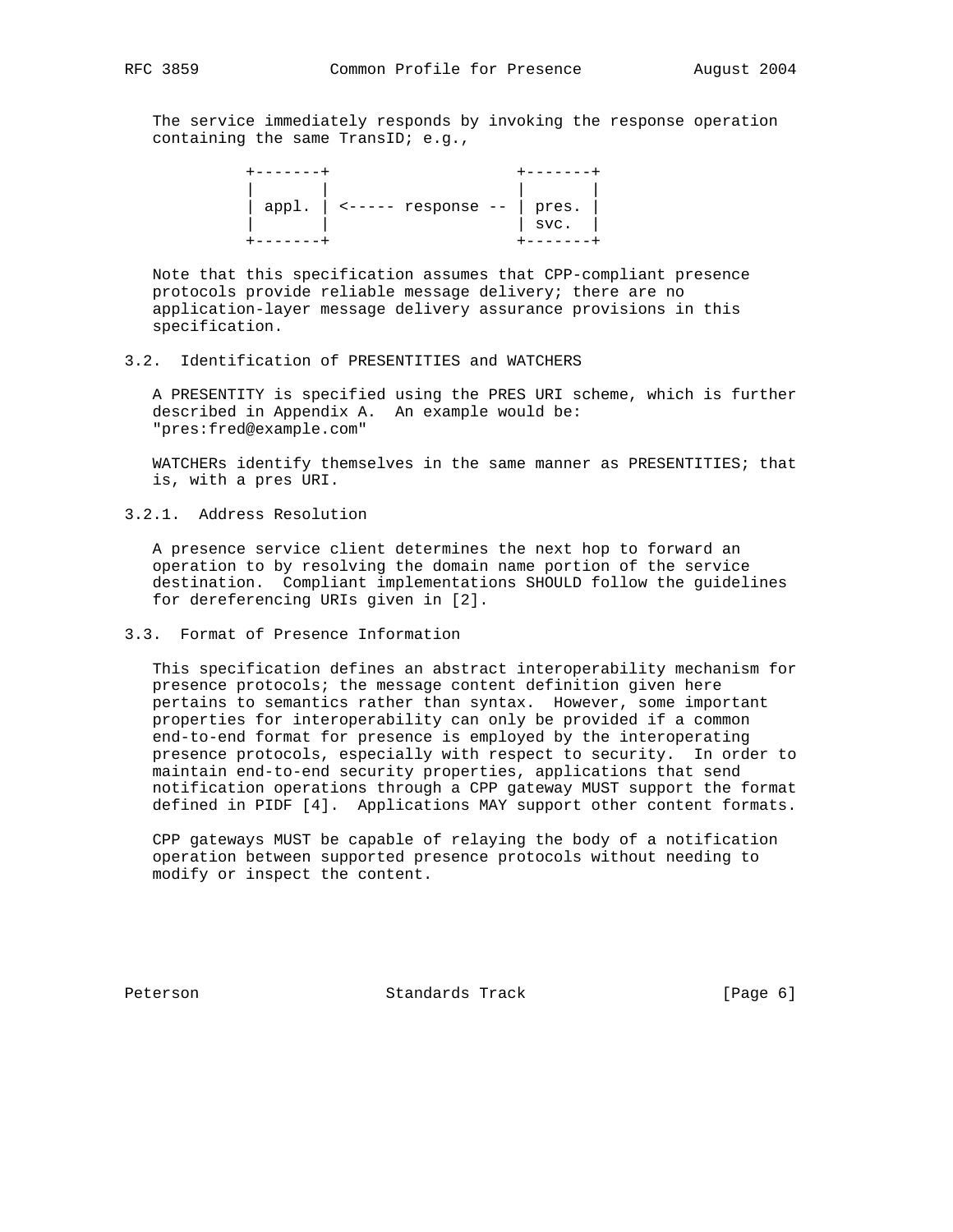The service immediately responds by invoking the response operation containing the same TransID; e.g.,

```
          +-------+                    +-------+
          |       |                    |       |
          | appl. | <----- response -- | pres. |
          |       |                    | svc.  |
          +-------+                    +-------+
```

Note that this specification assumes that CPP-compliant presence protocols provide reliable message delivery; there are no application-layer message delivery assurance provisions in this specification.

### 3.2. Identification of PRESENTITIES and WATCHERS

A PRESENTITY is specified using the PRES URI scheme, which is further described in Appendix A. An example would be: "pres:fred@example.com"

WATCHERs identify themselves in the same manner as PRESENTITIES; that is, with a pres URI.

#### 3.2.1. Address Resolution

A presence service client determines the next hop to forward an operation to by resolving the domain name portion of the service destination. Compliant implementations SHOULD follow the guidelines for dereferencing URIs given in [2].

### 3.3. Format of Presence Information

This specification defines an abstract interoperability mechanism for presence protocols; the message content definition given here pertains to semantics rather than syntax. However, some important properties for interoperability can only be provided if a common end-to-end format for presence is employed by the interoperating presence protocols, especially with respect to security. In order to maintain end-to-end security properties, applications that send notification operations through a CPP gateway MUST support the format defined in PIDF [4]. Applications MAY support other content formats.

CPP gateways MUST be capable of relaying the body of a notification operation between supported presence protocols without needing to modify or inspect the content.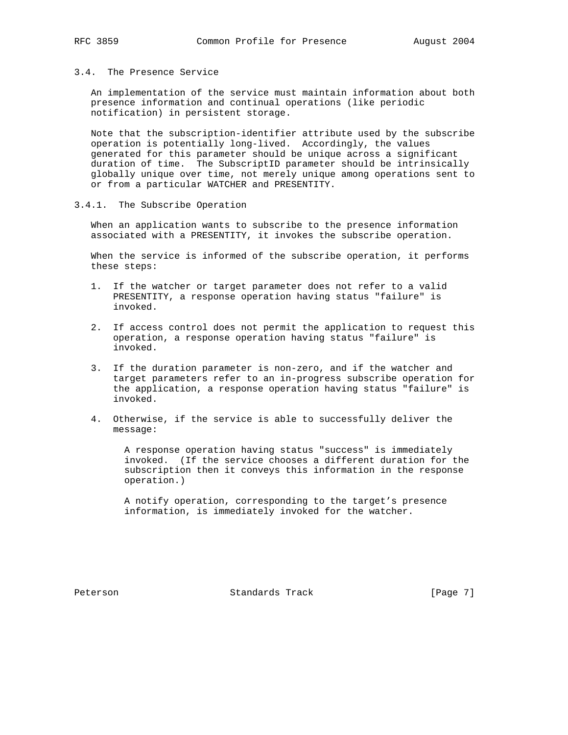## 3.4. The Presence Service

An implementation of the service must maintain information about both presence information and continual operations (like periodic notification) in persistent storage.

Note that the subscription-identifier attribute used by the subscribe operation is potentially long-lived. Accordingly, the values generated for this parameter should be unique across a significant duration of time. The SubscriptID parameter should be intrinsically globally unique over time, not merely unique among operations sent to or from a particular WATCHER and PRESENTITY.

### 3.4.1. The Subscribe Operation

When an application wants to subscribe to the presence information associated with a PRESENTITY, it invokes the subscribe operation.

When the service is informed of the subscribe operation, it performs these steps:

1. If the watcher or target parameter does not refer to a valid PRESENTITY, a response operation having status "failure" is invoked.

2. If access control does not permit the application to request this operation, a response operation having status "failure" is invoked.

3. If the duration parameter is non-zero, and if the watcher and target parameters refer to an in-progress subscribe operation for the application, a response operation having status "failure" is invoked.

4. Otherwise, if the service is able to successfully deliver the message:

   A response operation having status "success" is immediately invoked. (If the service chooses a different duration for the subscription then it conveys this information in the response operation.)

   A notify operation, corresponding to the target's presence information, is immediately invoked for the watcher.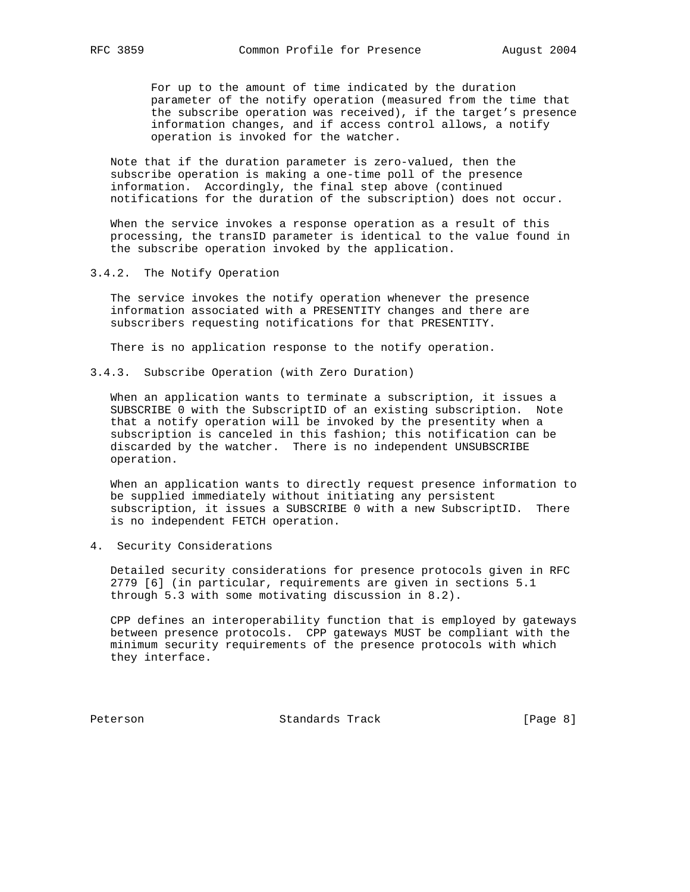For up to the amount of time indicated by the duration parameter of the notify operation (measured from the time that the subscribe operation was received), if the target's presence information changes, and if access control allows, a notify operation is invoked for the watcher.

Note that if the duration parameter is zero-valued, then the subscribe operation is making a one-time poll of the presence information. Accordingly, the final step above (continued notifications for the duration of the subscription) does not occur.

When the service invokes a response operation as a result of this processing, the transID parameter is identical to the value found in the subscribe operation invoked by the application.

### 3.4.2. The Notify Operation

The service invokes the notify operation whenever the presence information associated with a PRESENTITY changes and there are subscribers requesting notifications for that PRESENTITY.

There is no application response to the notify operation.

### 3.4.3. Subscribe Operation (with Zero Duration)

When an application wants to terminate a subscription, it issues a SUBSCRIBE 0 with the SubscriptID of an existing subscription. Note that a notify operation will be invoked by the presentity when a subscription is canceled in this fashion; this notification can be discarded by the watcher. There is no independent UNSUBSCRIBE operation.

When an application wants to directly request presence information to be supplied immediately without initiating any persistent subscription, it issues a SUBSCRIBE 0 with a new SubscriptID. There is no independent FETCH operation.

## 4. Security Considerations

Detailed security considerations for presence protocols given in RFC 2779 [6] (in particular, requirements are given in sections 5.1 through 5.3 with some motivating discussion in 8.2).

CPP defines an interoperability function that is employed by gateways between presence protocols. CPP gateways MUST be compliant with the minimum security requirements of the presence protocols with which they interface.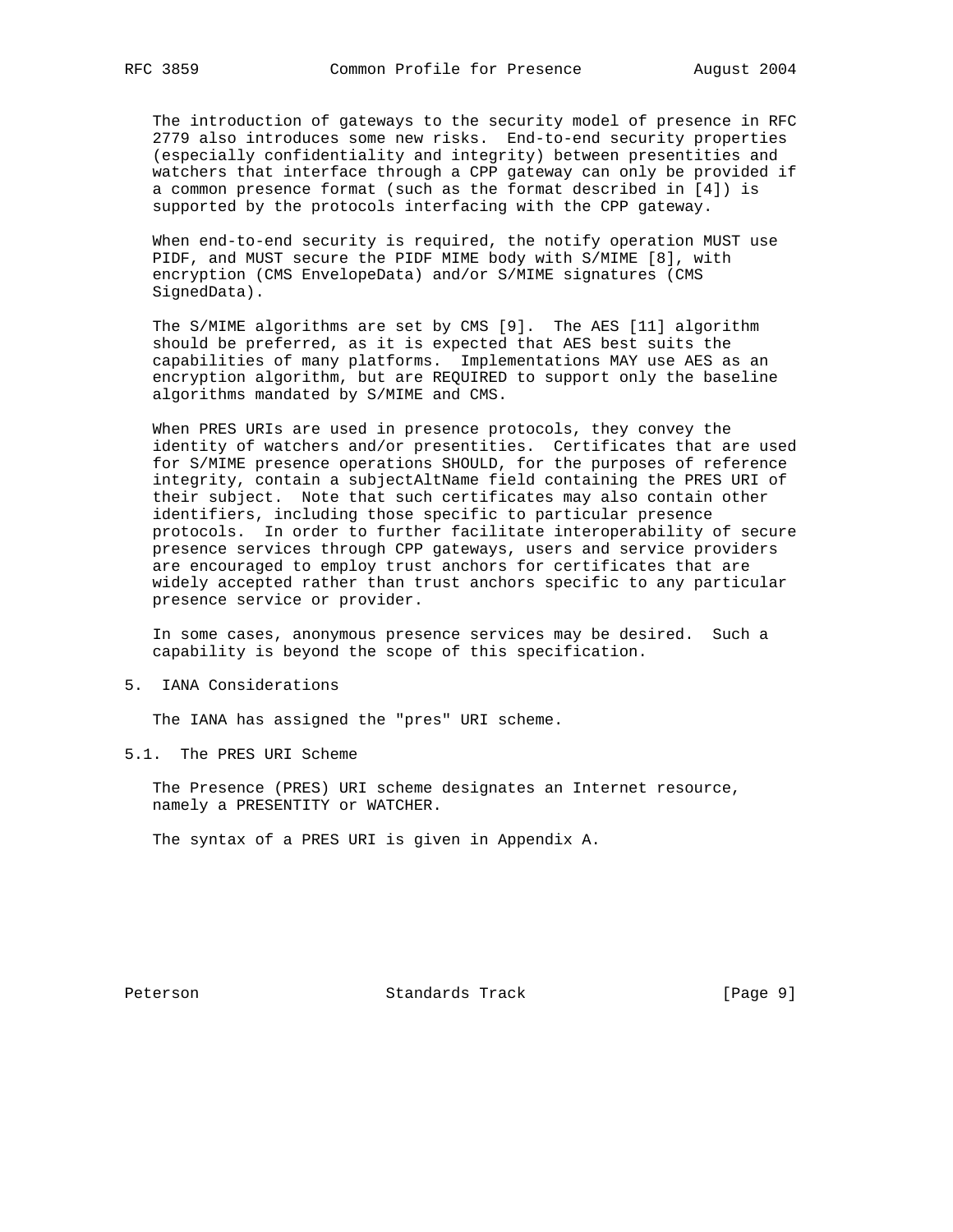The introduction of gateways to the security model of presence in RFC 2779 also introduces some new risks. End-to-end security properties (especially confidentiality and integrity) between presentities and watchers that interface through a CPP gateway can only be provided if a common presence format (such as the format described in [4]) is supported by the protocols interfacing with the CPP gateway.

When end-to-end security is required, the notify operation MUST use PIDF, and MUST secure the PIDF MIME body with S/MIME [8], with encryption (CMS EnvelopeData) and/or S/MIME signatures (CMS SignedData).

The S/MIME algorithms are set by CMS [9]. The AES [11] algorithm should be preferred, as it is expected that AES best suits the capabilities of many platforms. Implementations MAY use AES as an encryption algorithm, but are REQUIRED to support only the baseline algorithms mandated by S/MIME and CMS.

When PRES URIs are used in presence protocols, they convey the identity of watchers and/or presentities. Certificates that are used for S/MIME presence operations SHOULD, for the purposes of reference integrity, contain a subjectAltName field containing the PRES URI of their subject. Note that such certificates may also contain other identifiers, including those specific to particular presence protocols. In order to further facilitate interoperability of secure presence services through CPP gateways, users and service providers are encouraged to employ trust anchors for certificates that are widely accepted rather than trust anchors specific to any particular presence service or provider.

In some cases, anonymous presence services may be desired. Such a capability is beyond the scope of this specification.

## 5. IANA Considerations

The IANA has assigned the "pres" URI scheme.

### 5.1. The PRES URI Scheme

The Presence (PRES) URI scheme designates an Internet resource, namely a PRESENTITY or WATCHER.

The syntax of a PRES URI is given in Appendix A.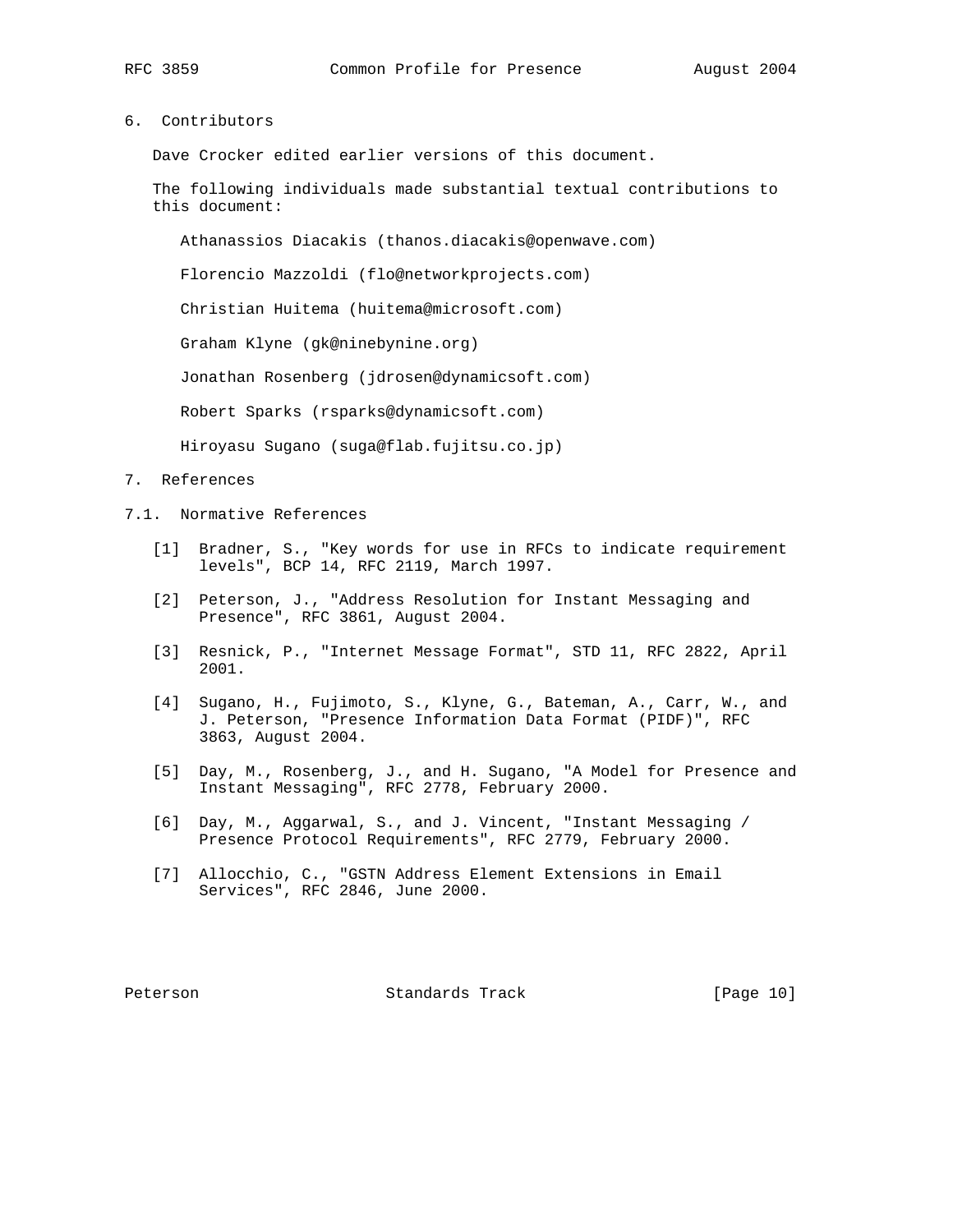## 6. Contributors

Dave Crocker edited earlier versions of this document.

The following individuals made substantial textual contributions to this document:

Athanassios Diacakis (thanos.diacakis@openwave.com)

Florencio Mazzoldi (flo@networkprojects.com)

Christian Huitema (huitema@microsoft.com)

Graham Klyne (gk@ninebynine.org)

Jonathan Rosenberg (jdrosen@dynamicsoft.com)

Robert Sparks (rsparks@dynamicsoft.com)

Hiroyasu Sugano (suga@flab.fujitsu.co.jp)

## 7. References

### 7.1. Normative References

[1] Bradner, S., "Key words for use in RFCs to indicate requirement levels", BCP 14, RFC 2119, March 1997.

[2] Peterson, J., "Address Resolution for Instant Messaging and Presence", RFC 3861, August 2004.

[3] Resnick, P., "Internet Message Format", STD 11, RFC 2822, April 2001.

[4] Sugano, H., Fujimoto, S., Klyne, G., Bateman, A., Carr, W., and J. Peterson, "Presence Information Data Format (PIDF)", RFC 3863, August 2004.

[5] Day, M., Rosenberg, J., and H. Sugano, "A Model for Presence and Instant Messaging", RFC 2778, February 2000.

[6] Day, M., Aggarwal, S., and J. Vincent, "Instant Messaging / Presence Protocol Requirements", RFC 2779, February 2000.

[7] Allocchio, C., "GSTN Address Element Extensions in Email Services", RFC 2846, June 2000.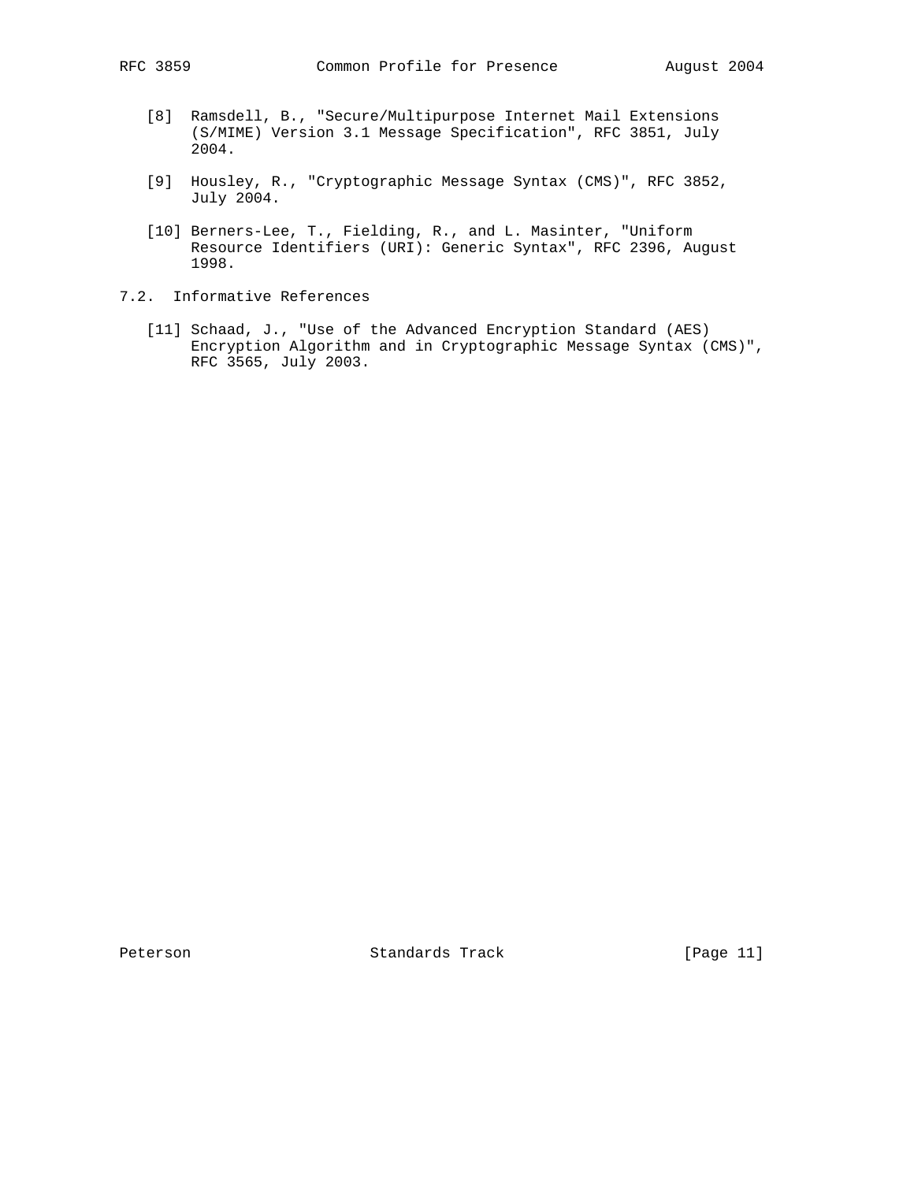[8] Ramsdell, B., "Secure/Multipurpose Internet Mail Extensions (S/MIME) Version 3.1 Message Specification", RFC 3851, July 2004.

[9] Housley, R., "Cryptographic Message Syntax (CMS)", RFC 3852, July 2004.

[10] Berners-Lee, T., Fielding, R., and L. Masinter, "Uniform Resource Identifiers (URI): Generic Syntax", RFC 2396, August 1998.

## 7.2. Informative References

[11] Schaad, J., "Use of the Advanced Encryption Standard (AES) Encryption Algorithm and in Cryptographic Message Syntax (CMS)", RFC 3565, July 2003.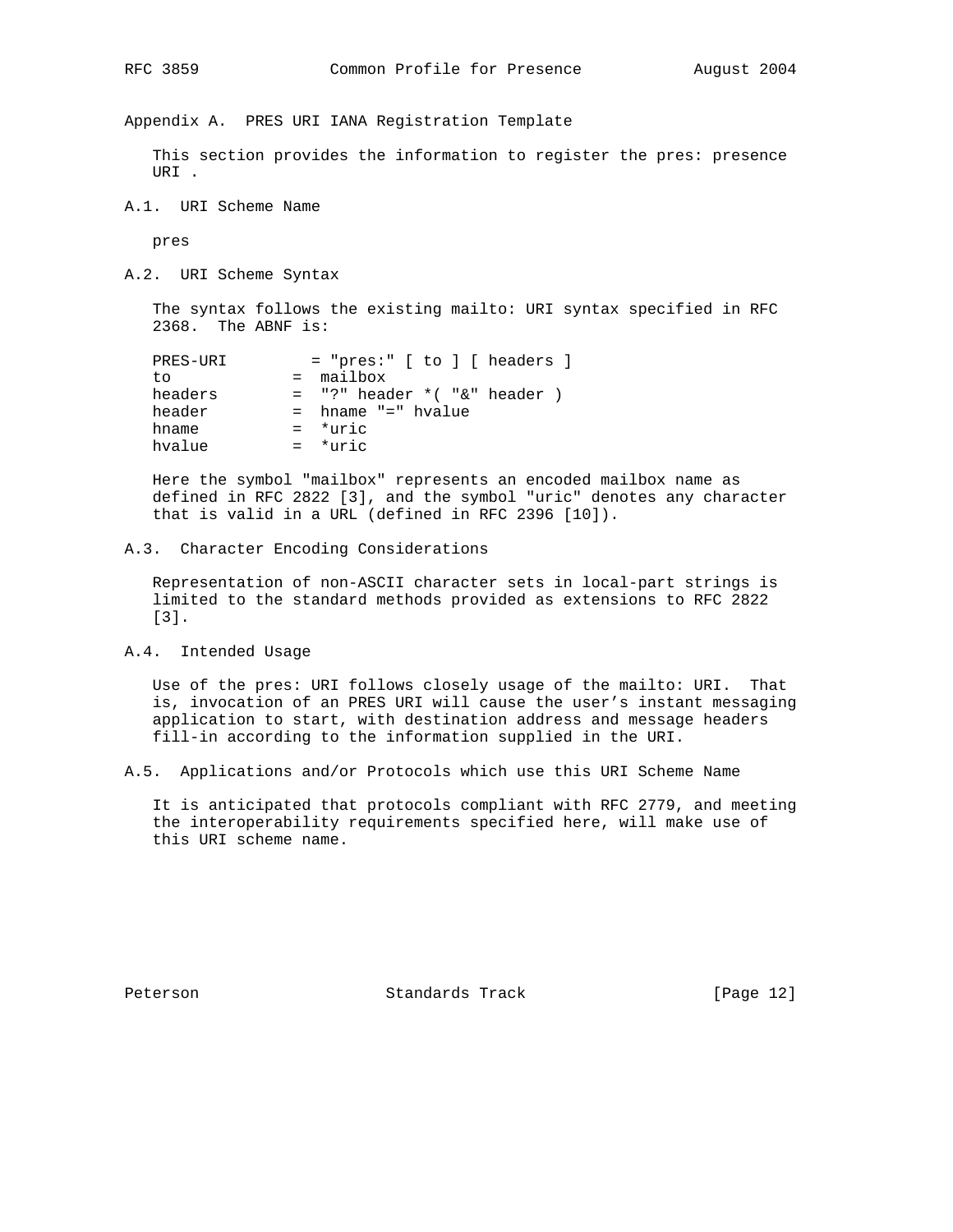## Appendix A. PRES URI IANA Registration Template

This section provides the information to register the pres: presence URI .

### A.1. URI Scheme Name

pres

### A.2. URI Scheme Syntax

The syntax follows the existing mailto: URI syntax specified in RFC 2368. The ABNF is:

```
PRES-URI         = "pres:" [ to ] [ headers ]
to             =  mailbox
headers        =  "?" header *( "&" header )
header         =  hname "=" hvalue
hname          =  *uric
hvalue         =  *uric
```

Here the symbol "mailbox" represents an encoded mailbox name as defined in RFC 2822 [3], and the symbol "uric" denotes any character that is valid in a URL (defined in RFC 2396 [10]).

### A.3. Character Encoding Considerations

Representation of non-ASCII character sets in local-part strings is limited to the standard methods provided as extensions to RFC 2822 [3].

### A.4. Intended Usage

Use of the pres: URI follows closely usage of the mailto: URI. That is, invocation of an PRES URI will cause the user's instant messaging application to start, with destination address and message headers fill-in according to the information supplied in the URI.

### A.5. Applications and/or Protocols which use this URI Scheme Name

It is anticipated that protocols compliant with RFC 2779, and meeting the interoperability requirements specified here, will make use of this URI scheme name.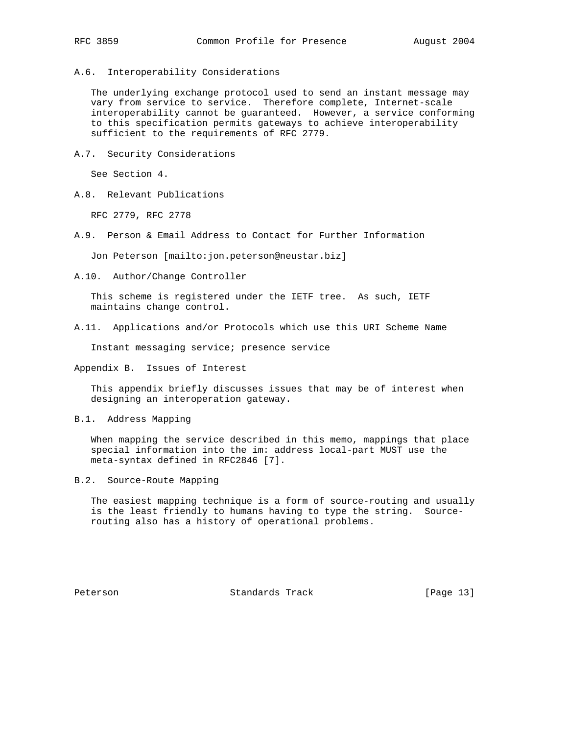### A.6. Interoperability Considerations

The underlying exchange protocol used to send an instant message may vary from service to service. Therefore complete, Internet-scale interoperability cannot be guaranteed. However, a service conforming to this specification permits gateways to achieve interoperability sufficient to the requirements of RFC 2779.

### A.7. Security Considerations

See Section 4.

### A.8. Relevant Publications

RFC 2779, RFC 2778

### A.9. Person & Email Address to Contact for Further Information

Jon Peterson [mailto:jon.peterson@neustar.biz]

### A.10. Author/Change Controller

This scheme is registered under the IETF tree. As such, IETF maintains change control.

### A.11. Applications and/or Protocols which use this URI Scheme Name

Instant messaging service; presence service

## Appendix B. Issues of Interest

This appendix briefly discusses issues that may be of interest when designing an interoperation gateway.

### B.1. Address Mapping

When mapping the service described in this memo, mappings that place special information into the im: address local-part MUST use the meta-syntax defined in RFC2846 [7].

### B.2. Source-Route Mapping

The easiest mapping technique is a form of source-routing and usually is the least friendly to humans having to type the string. Source-routing also has a history of operational problems.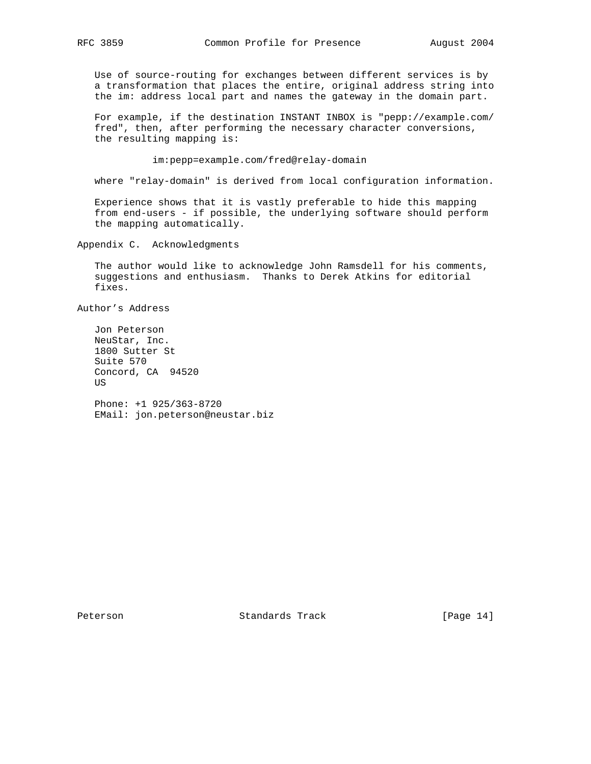Use of source-routing for exchanges between different services is by a transformation that places the entire, original address string into the im: address local part and names the gateway in the domain part.

For example, if the destination INSTANT INBOX is "pepp://example.com/fred", then, after performing the necessary character conversions, the resulting mapping is:

```
im:pepp=example.com/fred@relay-domain
```

where "relay-domain" is derived from local configuration information.

Experience shows that it is vastly preferable to hide this mapping from end-users - if possible, the underlying software should perform the mapping automatically.

## Appendix C. Acknowledgments

The author would like to acknowledge John Ramsdell for his comments, suggestions and enthusiasm. Thanks to Derek Atkins for editorial fixes.

## Author's Address

Jon Peterson
NeuStar, Inc.
1800 Sutter St
Suite 570
Concord, CA 94520
US

Phone: +1 925/363-8720
EMail: jon.peterson@neustar.biz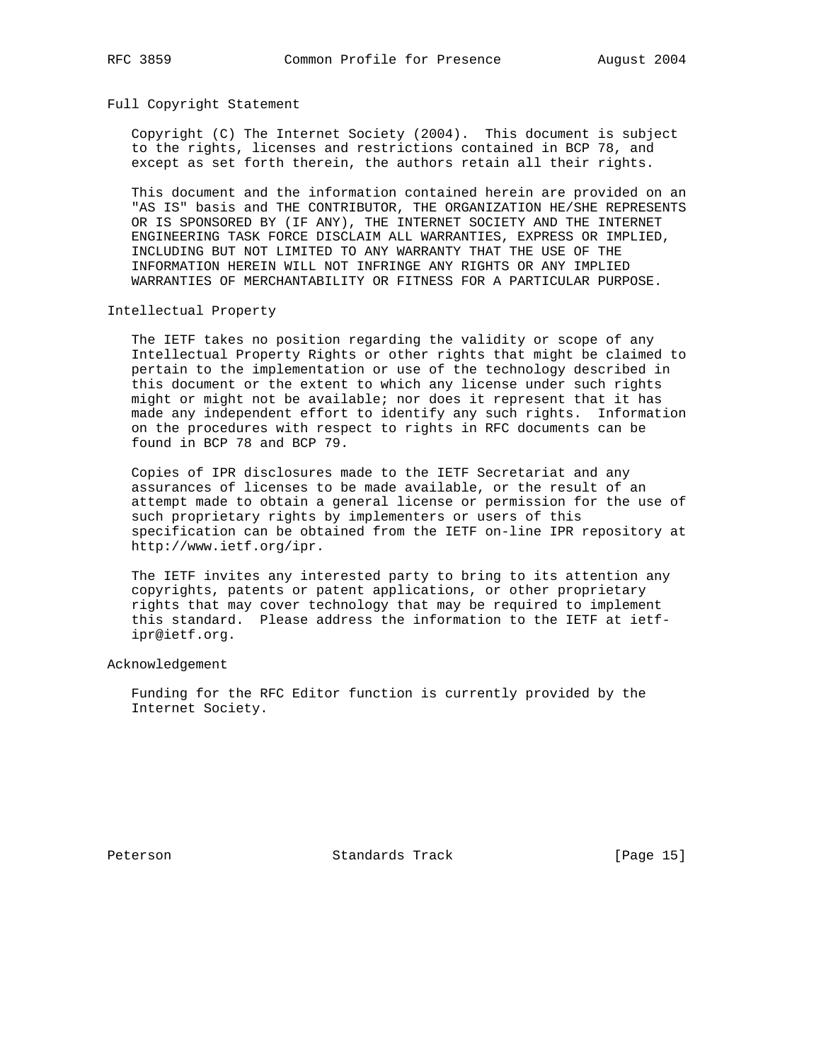## Full Copyright Statement

Copyright (C) The Internet Society (2004). This document is subject to the rights, licenses and restrictions contained in BCP 78, and except as set forth therein, the authors retain all their rights.

This document and the information contained herein are provided on an "AS IS" basis and THE CONTRIBUTOR, THE ORGANIZATION HE/SHE REPRESENTS OR IS SPONSORED BY (IF ANY), THE INTERNET SOCIETY AND THE INTERNET ENGINEERING TASK FORCE DISCLAIM ALL WARRANTIES, EXPRESS OR IMPLIED, INCLUDING BUT NOT LIMITED TO ANY WARRANTY THAT THE USE OF THE INFORMATION HEREIN WILL NOT INFRINGE ANY RIGHTS OR ANY IMPLIED WARRANTIES OF MERCHANTABILITY OR FITNESS FOR A PARTICULAR PURPOSE.

## Intellectual Property

The IETF takes no position regarding the validity or scope of any Intellectual Property Rights or other rights that might be claimed to pertain to the implementation or use of the technology described in this document or the extent to which any license under such rights might or might not be available; nor does it represent that it has made any independent effort to identify any such rights. Information on the procedures with respect to rights in RFC documents can be found in BCP 78 and BCP 79.

Copies of IPR disclosures made to the IETF Secretariat and any assurances of licenses to be made available, or the result of an attempt made to obtain a general license or permission for the use of such proprietary rights by implementers or users of this specification can be obtained from the IETF on-line IPR repository at http://www.ietf.org/ipr.

The IETF invites any interested party to bring to its attention any copyrights, patents or patent applications, or other proprietary rights that may cover technology that may be required to implement this standard. Please address the information to the IETF at ietf-ipr@ietf.org.

## Acknowledgement

Funding for the RFC Editor function is currently provided by the Internet Society.